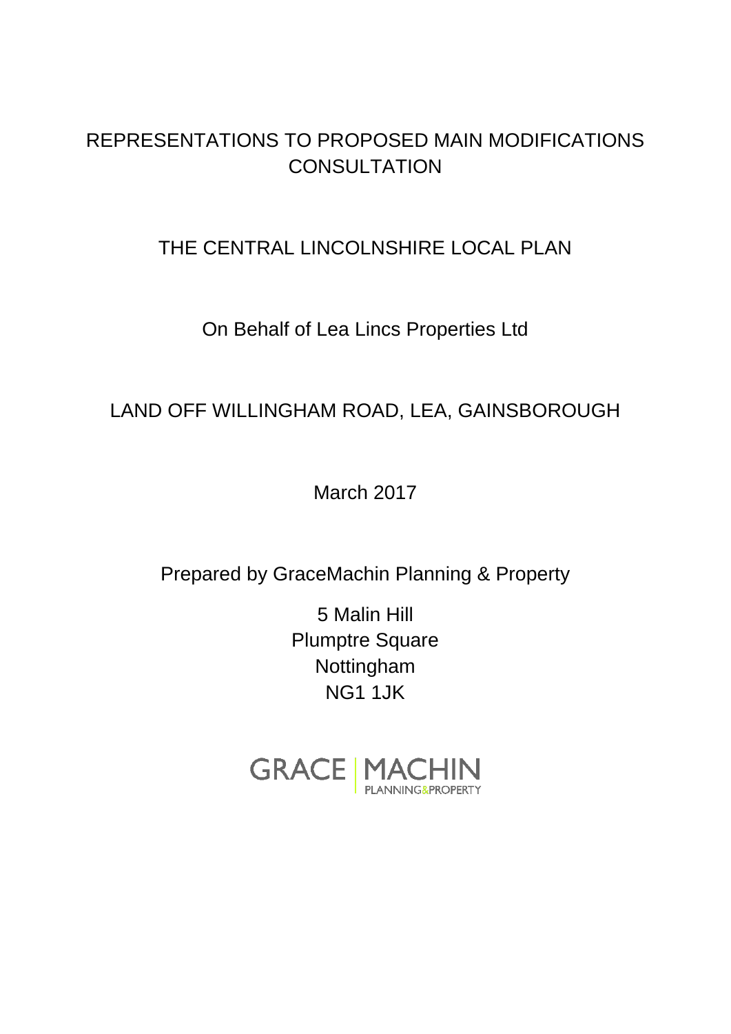# REPRESENTATIONS TO PROPOSED MAIN MODIFICATIONS CONSULTATION

## THE CENTRAL LINCOLNSHIRE LOCAL PLAN

On Behalf of Lea Lincs Properties Ltd

## LAND OFF WILLINGHAM ROAD, LEA, GAINSBOROUGH

March 2017

Prepared by GraceMachin Planning & Property

5 Malin Hill
Plumptre Square
Nottingham
NG1 1JK

GRACE | MACHIN
PLANNING&PROPERTY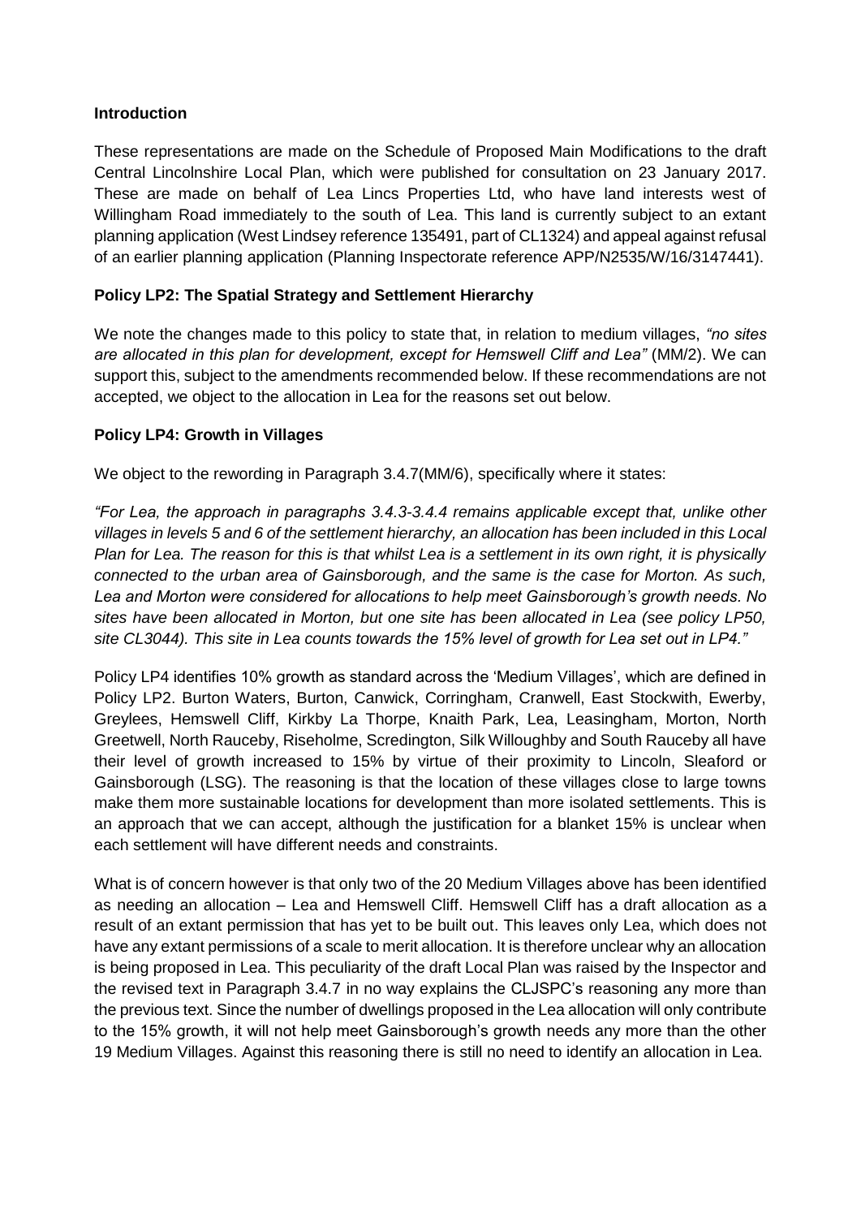### Introduction

These representations are made on the Schedule of Proposed Main Modifications to the draft Central Lincolnshire Local Plan, which were published for consultation on 23 January 2017. These are made on behalf of Lea Lincs Properties Ltd, who have land interests west of Willingham Road immediately to the south of Lea. This land is currently subject to an extant planning application (West Lindsey reference 135491, part of CL1324) and appeal against refusal of an earlier planning application (Planning Inspectorate reference APP/N2535/W/16/3147441).

### Policy LP2: The Spatial Strategy and Settlement Hierarchy

We note the changes made to this policy to state that, in relation to medium villages, *"no sites are allocated in this plan for development, except for Hemswell Cliff and Lea"* (MM/2). We can support this, subject to the amendments recommended below. If these recommendations are not accepted, we object to the allocation in Lea for the reasons set out below.

### Policy LP4: Growth in Villages

We object to the rewording in Paragraph 3.4.7(MM/6), specifically where it states:

*"For Lea, the approach in paragraphs 3.4.3-3.4.4 remains applicable except that, unlike other villages in levels 5 and 6 of the settlement hierarchy, an allocation has been included in this Local Plan for Lea. The reason for this is that whilst Lea is a settlement in its own right, it is physically connected to the urban area of Gainsborough, and the same is the case for Morton. As such, Lea and Morton were considered for allocations to help meet Gainsborough's growth needs. No sites have been allocated in Morton, but one site has been allocated in Lea (see policy LP50, site CL3044). This site in Lea counts towards the 15% level of growth for Lea set out in LP4."*

Policy LP4 identifies 10% growth as standard across the 'Medium Villages', which are defined in Policy LP2. Burton Waters, Burton, Canwick, Corringham, Cranwell, East Stockwith, Ewerby, Greylees, Hemswell Cliff, Kirkby La Thorpe, Knaith Park, Lea, Leasingham, Morton, North Greetwell, North Rauceby, Riseholme, Scredington, Silk Willoughby and South Rauceby all have their level of growth increased to 15% by virtue of their proximity to Lincoln, Sleaford or Gainsborough (LSG). The reasoning is that the location of these villages close to large towns make them more sustainable locations for development than more isolated settlements. This is an approach that we can accept, although the justification for a blanket 15% is unclear when each settlement will have different needs and constraints.

What is of concern however is that only two of the 20 Medium Villages above has been identified as needing an allocation – Lea and Hemswell Cliff. Hemswell Cliff has a draft allocation as a result of an extant permission that has yet to be built out. This leaves only Lea, which does not have any extant permissions of a scale to merit allocation. It is therefore unclear why an allocation is being proposed in Lea. This peculiarity of the draft Local Plan was raised by the Inspector and the revised text in Paragraph 3.4.7 in no way explains the CLJSPC's reasoning any more than the previous text. Since the number of dwellings proposed in the Lea allocation will only contribute to the 15% growth, it will not help meet Gainsborough's growth needs any more than the other 19 Medium Villages. Against this reasoning there is still no need to identify an allocation in Lea.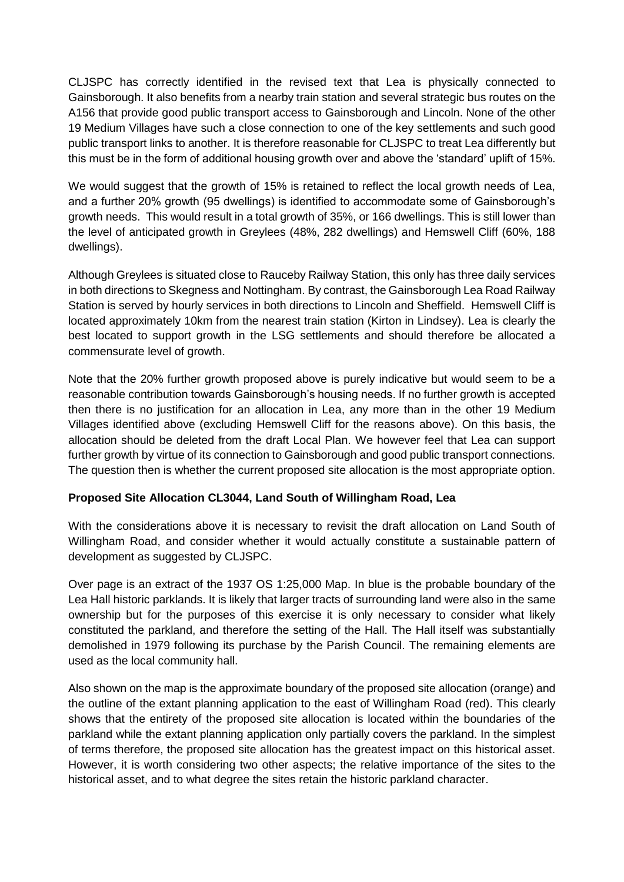CLJSPC has correctly identified in the revised text that Lea is physically connected to Gainsborough. It also benefits from a nearby train station and several strategic bus routes on the A156 that provide good public transport access to Gainsborough and Lincoln. None of the other 19 Medium Villages have such a close connection to one of the key settlements and such good public transport links to another. It is therefore reasonable for CLJSPC to treat Lea differently but this must be in the form of additional housing growth over and above the 'standard' uplift of 15%.

We would suggest that the growth of 15% is retained to reflect the local growth needs of Lea, and a further 20% growth (95 dwellings) is identified to accommodate some of Gainsborough's growth needs. This would result in a total growth of 35%, or 166 dwellings. This is still lower than the level of anticipated growth in Greylees (48%, 282 dwellings) and Hemswell Cliff (60%, 188 dwellings).

Although Greylees is situated close to Rauceby Railway Station, this only has three daily services in both directions to Skegness and Nottingham. By contrast, the Gainsborough Lea Road Railway Station is served by hourly services in both directions to Lincoln and Sheffield. Hemswell Cliff is located approximately 10km from the nearest train station (Kirton in Lindsey). Lea is clearly the best located to support growth in the LSG settlements and should therefore be allocated a commensurate level of growth.

Note that the 20% further growth proposed above is purely indicative but would seem to be a reasonable contribution towards Gainsborough's housing needs. If no further growth is accepted then there is no justification for an allocation in Lea, any more than in the other 19 Medium Villages identified above (excluding Hemswell Cliff for the reasons above). On this basis, the allocation should be deleted from the draft Local Plan. We however feel that Lea can support further growth by virtue of its connection to Gainsborough and good public transport connections. The question then is whether the current proposed site allocation is the most appropriate option.

**Proposed Site Allocation CL3044, Land South of Willingham Road, Lea**

With the considerations above it is necessary to revisit the draft allocation on Land South of Willingham Road, and consider whether it would actually constitute a sustainable pattern of development as suggested by CLJSPC.

Over page is an extract of the 1937 OS 1:25,000 Map. In blue is the probable boundary of the Lea Hall historic parklands. It is likely that larger tracts of surrounding land were also in the same ownership but for the purposes of this exercise it is only necessary to consider what likely constituted the parkland, and therefore the setting of the Hall. The Hall itself was substantially demolished in 1979 following its purchase by the Parish Council. The remaining elements are used as the local community hall.

Also shown on the map is the approximate boundary of the proposed site allocation (orange) and the outline of the extant planning application to the east of Willingham Road (red). This clearly shows that the entirety of the proposed site allocation is located within the boundaries of the parkland while the extant planning application only partially covers the parkland. In the simplest of terms therefore, the proposed site allocation has the greatest impact on this historical asset. However, it is worth considering two other aspects; the relative importance of the sites to the historical asset, and to what degree the sites retain the historic parkland character.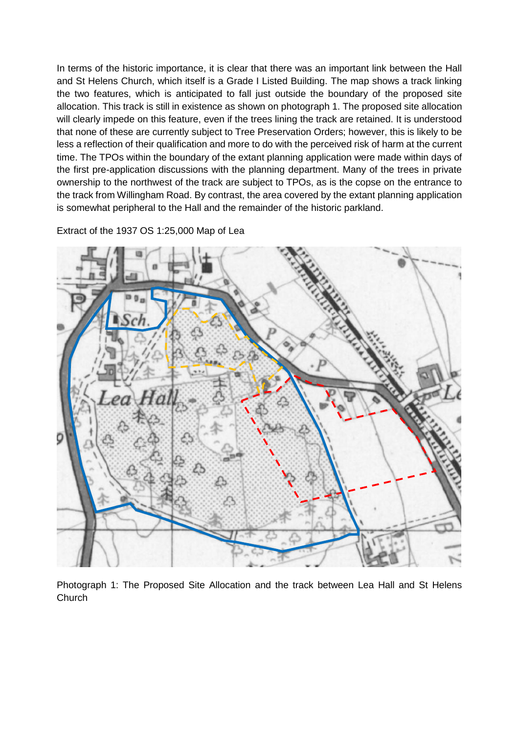In terms of the historic importance, it is clear that there was an important link between the Hall and St Helens Church, which itself is a Grade I Listed Building. The map shows a track linking the two features, which is anticipated to fall just outside the boundary of the proposed site allocation. This track is still in existence as shown on photograph 1. The proposed site allocation will clearly impede on this feature, even if the trees lining the track are retained. It is understood that none of these are currently subject to Tree Preservation Orders; however, this is likely to be less a reflection of their qualification and more to do with the perceived risk of harm at the current time. The TPOs within the boundary of the extant planning application were made within days of the first pre-application discussions with the planning department. Many of the trees in private ownership to the northwest of the track are subject to TPOs, as is the copse on the entrance to the track from Willingham Road. By contrast, the area covered by the extant planning application is somewhat peripheral to the Hall and the remainder of the historic parkland.

Extract of the 1937 OS 1:25,000 Map of Lea

Photograph 1: The Proposed Site Allocation and the track between Lea Hall and St Helens Church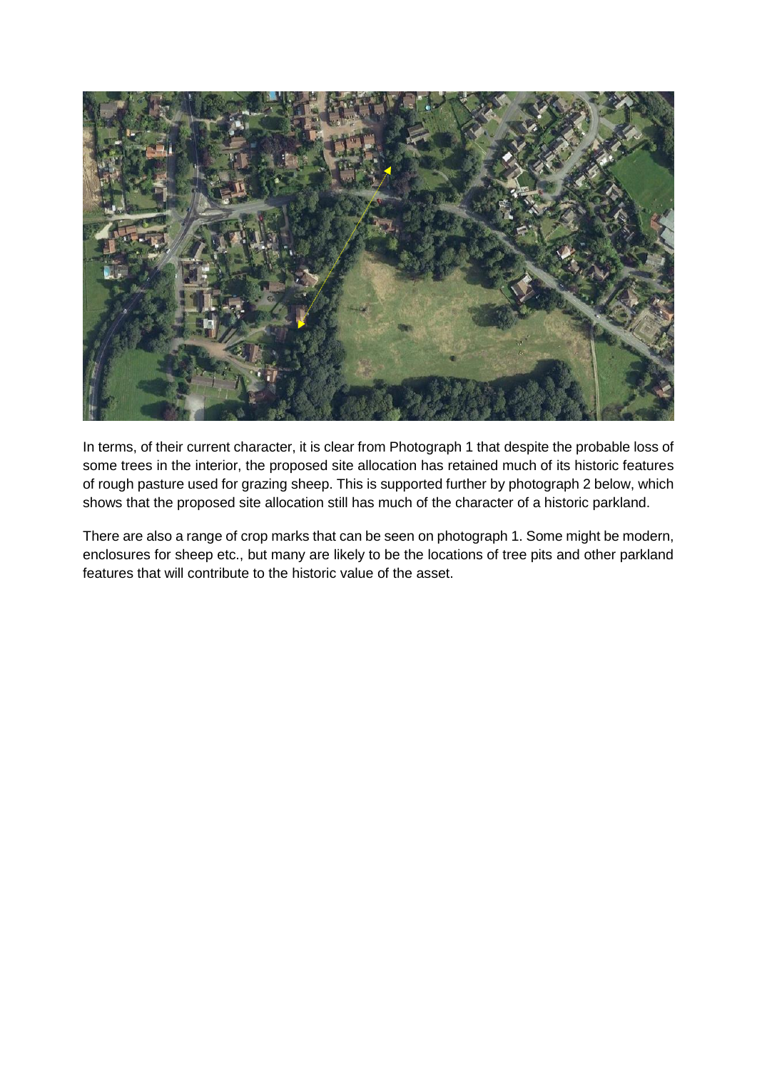In terms, of their current character, it is clear from Photograph 1 that despite the probable loss of some trees in the interior, the proposed site allocation has retained much of its historic features of rough pasture used for grazing sheep. This is supported further by photograph 2 below, which shows that the proposed site allocation still has much of the character of a historic parkland.

There are also a range of crop marks that can be seen on photograph 1. Some might be modern, enclosures for sheep etc., but many are likely to be the locations of tree pits and other parkland features that will contribute to the historic value of the asset.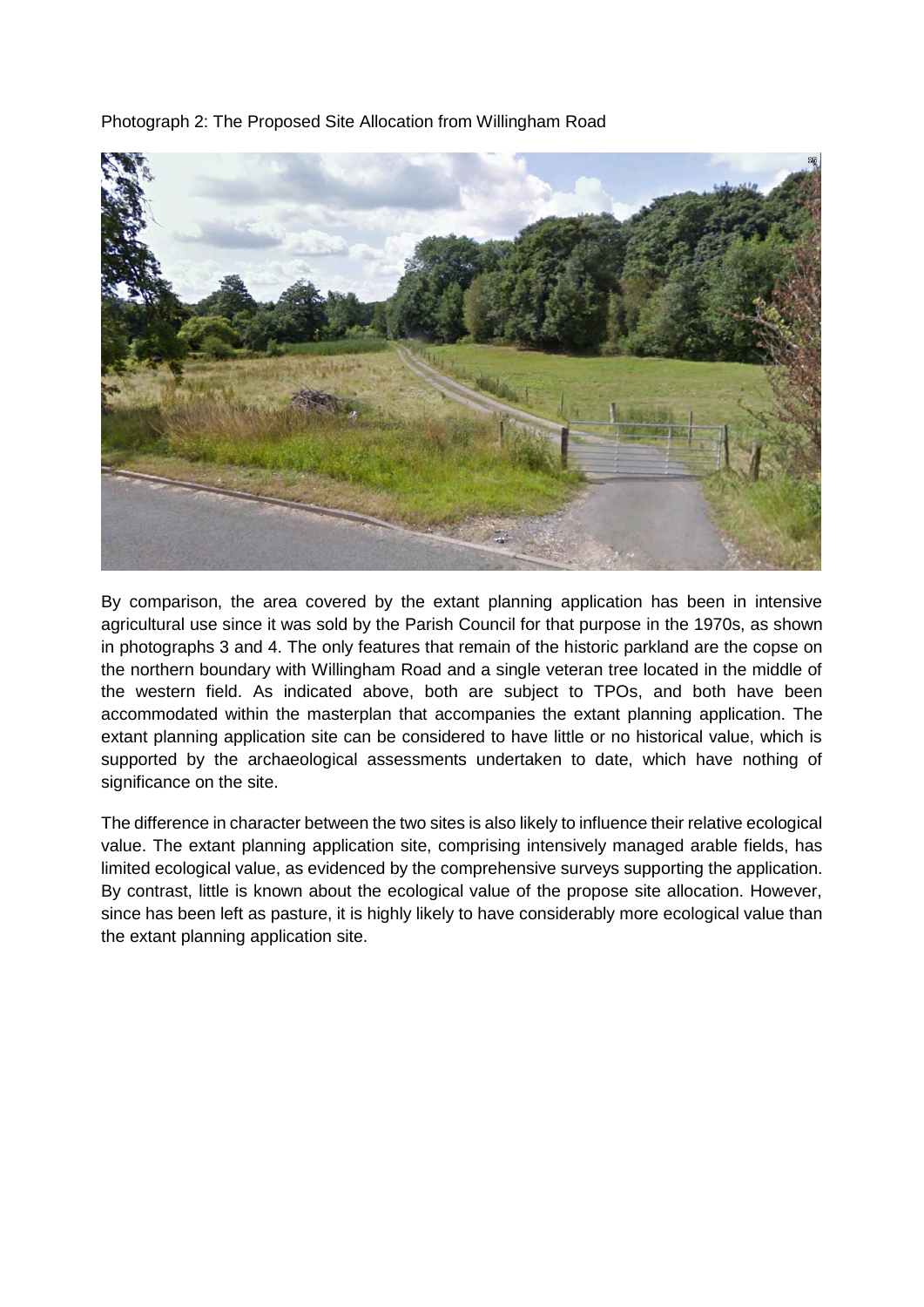Photograph 2: The Proposed Site Allocation from Willingham Road

By comparison, the area covered by the extant planning application has been in intensive agricultural use since it was sold by the Parish Council for that purpose in the 1970s, as shown in photographs 3 and 4. The only features that remain of the historic parkland are the copse on the northern boundary with Willingham Road and a single veteran tree located in the middle of the western field. As indicated above, both are subject to TPOs, and both have been accommodated within the masterplan that accompanies the extant planning application. The extant planning application site can be considered to have little or no historical value, which is supported by the archaeological assessments undertaken to date, which have nothing of significance on the site.

The difference in character between the two sites is also likely to influence their relative ecological value. The extant planning application site, comprising intensively managed arable fields, has limited ecological value, as evidenced by the comprehensive surveys supporting the application. By contrast, little is known about the ecological value of the propose site allocation. However, since has been left as pasture, it is highly likely to have considerably more ecological value than the extant planning application site.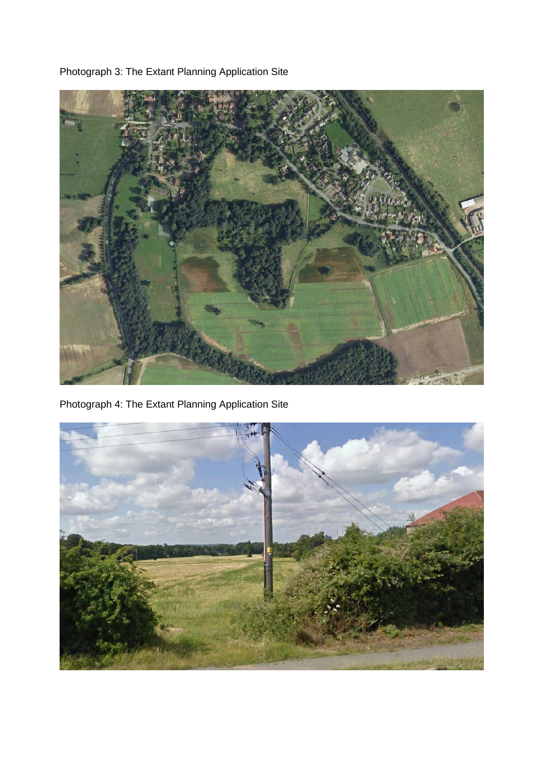Photograph 3: The Extant Planning Application Site

Photograph 4: The Extant Planning Application Site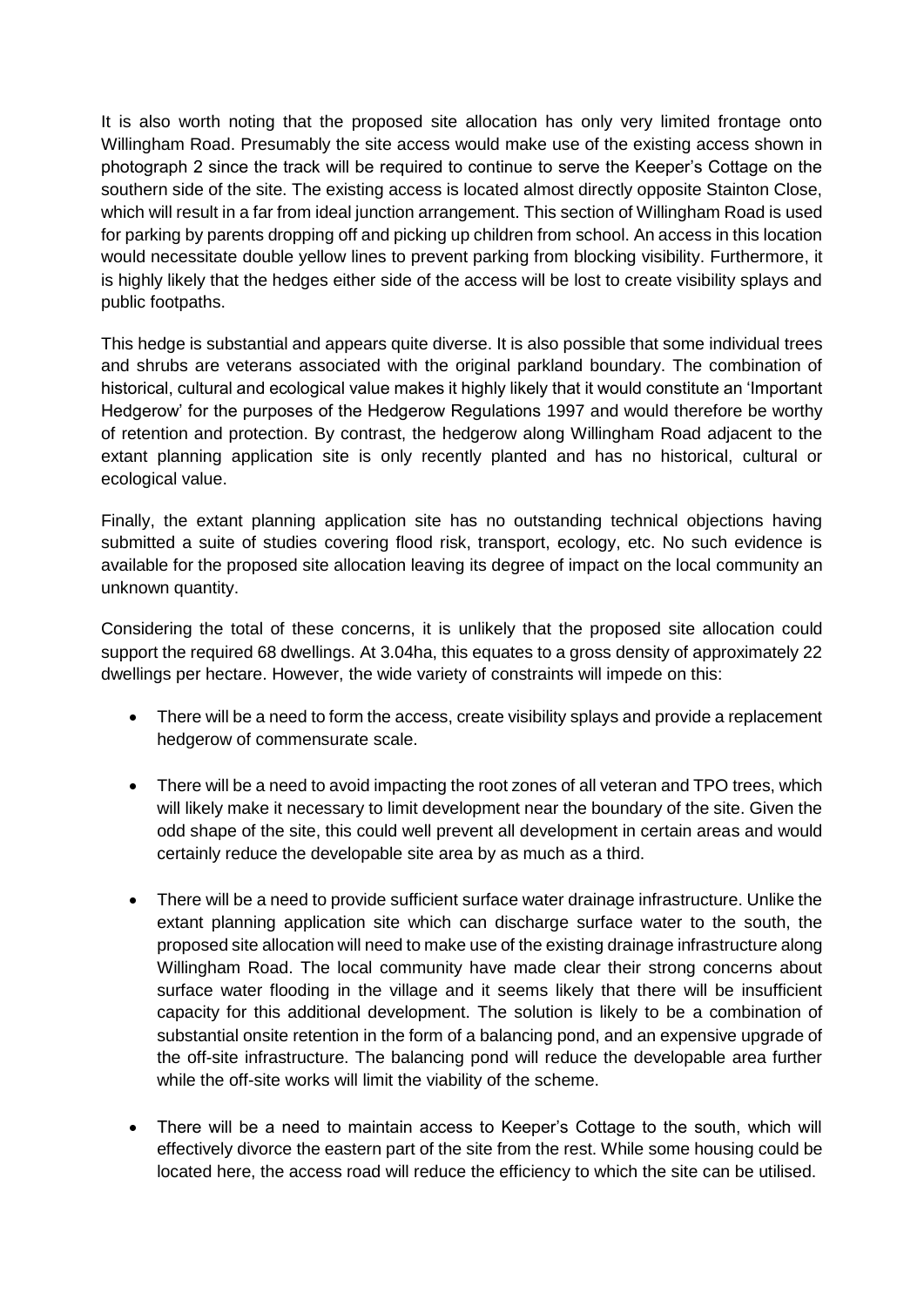It is also worth noting that the proposed site allocation has only very limited frontage onto Willingham Road. Presumably the site access would make use of the existing access shown in photograph 2 since the track will be required to continue to serve the Keeper's Cottage on the southern side of the site. The existing access is located almost directly opposite Stainton Close, which will result in a far from ideal junction arrangement. This section of Willingham Road is used for parking by parents dropping off and picking up children from school. An access in this location would necessitate double yellow lines to prevent parking from blocking visibility. Furthermore, it is highly likely that the hedges either side of the access will be lost to create visibility splays and public footpaths.

This hedge is substantial and appears quite diverse. It is also possible that some individual trees and shrubs are veterans associated with the original parkland boundary. The combination of historical, cultural and ecological value makes it highly likely that it would constitute an 'Important Hedgerow' for the purposes of the Hedgerow Regulations 1997 and would therefore be worthy of retention and protection. By contrast, the hedgerow along Willingham Road adjacent to the extant planning application site is only recently planted and has no historical, cultural or ecological value.

Finally, the extant planning application site has no outstanding technical objections having submitted a suite of studies covering flood risk, transport, ecology, etc. No such evidence is available for the proposed site allocation leaving its degree of impact on the local community an unknown quantity.

Considering the total of these concerns, it is unlikely that the proposed site allocation could support the required 68 dwellings. At 3.04ha, this equates to a gross density of approximately 22 dwellings per hectare. However, the wide variety of constraints will impede on this:

- There will be a need to form the access, create visibility splays and provide a replacement hedgerow of commensurate scale.

- There will be a need to avoid impacting the root zones of all veteran and TPO trees, which will likely make it necessary to limit development near the boundary of the site. Given the odd shape of the site, this could well prevent all development in certain areas and would certainly reduce the developable site area by as much as a third.

- There will be a need to provide sufficient surface water drainage infrastructure. Unlike the extant planning application site which can discharge surface water to the south, the proposed site allocation will need to make use of the existing drainage infrastructure along Willingham Road. The local community have made clear their strong concerns about surface water flooding in the village and it seems likely that there will be insufficient capacity for this additional development. The solution is likely to be a combination of substantial onsite retention in the form of a balancing pond, and an expensive upgrade of the off-site infrastructure. The balancing pond will reduce the developable area further while the off-site works will limit the viability of the scheme.

- There will be a need to maintain access to Keeper's Cottage to the south, which will effectively divorce the eastern part of the site from the rest. While some housing could be located here, the access road will reduce the efficiency to which the site can be utilised.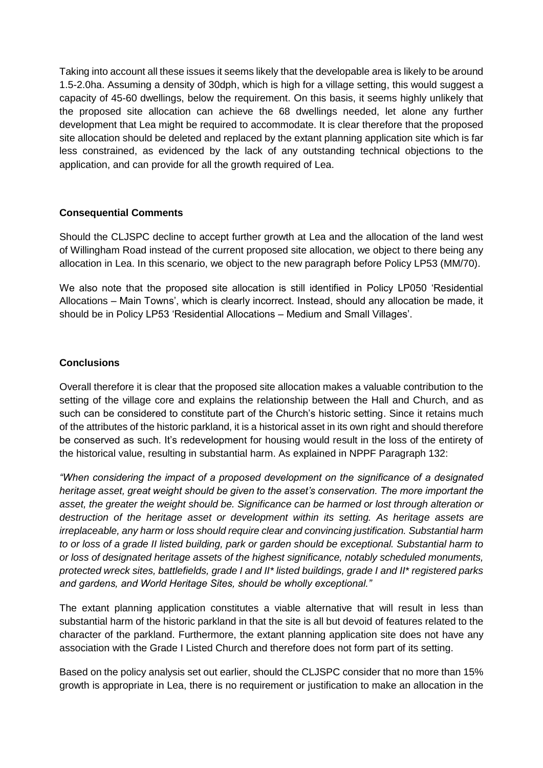Taking into account all these issues it seems likely that the developable area is likely to be around 1.5-2.0ha. Assuming a density of 30dph, which is high for a village setting, this would suggest a capacity of 45-60 dwellings, below the requirement. On this basis, it seems highly unlikely that the proposed site allocation can achieve the 68 dwellings needed, let alone any further development that Lea might be required to accommodate. It is clear therefore that the proposed site allocation should be deleted and replaced by the extant planning application site which is far less constrained, as evidenced by the lack of any outstanding technical objections to the application, and can provide for all the growth required of Lea.

**Consequential Comments**

Should the CLJSPC decline to accept further growth at Lea and the allocation of the land west of Willingham Road instead of the current proposed site allocation, we object to there being any allocation in Lea. In this scenario, we object to the new paragraph before Policy LP53 (MM/70).

We also note that the proposed site allocation is still identified in Policy LP050 'Residential Allocations – Main Towns', which is clearly incorrect. Instead, should any allocation be made, it should be in Policy LP53 'Residential Allocations – Medium and Small Villages'.

**Conclusions**

Overall therefore it is clear that the proposed site allocation makes a valuable contribution to the setting of the village core and explains the relationship between the Hall and Church, and as such can be considered to constitute part of the Church's historic setting. Since it retains much of the attributes of the historic parkland, it is a historical asset in its own right and should therefore be conserved as such. It's redevelopment for housing would result in the loss of the entirety of the historical value, resulting in substantial harm. As explained in NPPF Paragraph 132:

*"When considering the impact of a proposed development on the significance of a designated heritage asset, great weight should be given to the asset's conservation. The more important the asset, the greater the weight should be. Significance can be harmed or lost through alteration or destruction of the heritage asset or development within its setting. As heritage assets are irreplaceable, any harm or loss should require clear and convincing justification. Substantial harm to or loss of a grade II listed building, park or garden should be exceptional. Substantial harm to or loss of designated heritage assets of the highest significance, notably scheduled monuments, protected wreck sites, battlefields, grade I and II* listed buildings, grade I and II* registered parks and gardens, and World Heritage Sites, should be wholly exceptional."*

The extant planning application constitutes a viable alternative that will result in less than substantial harm of the historic parkland in that the site is all but devoid of features related to the character of the parkland. Furthermore, the extant planning application site does not have any association with the Grade I Listed Church and therefore does not form part of its setting.

Based on the policy analysis set out earlier, should the CLJSPC consider that no more than 15% growth is appropriate in Lea, there is no requirement or justification to make an allocation in the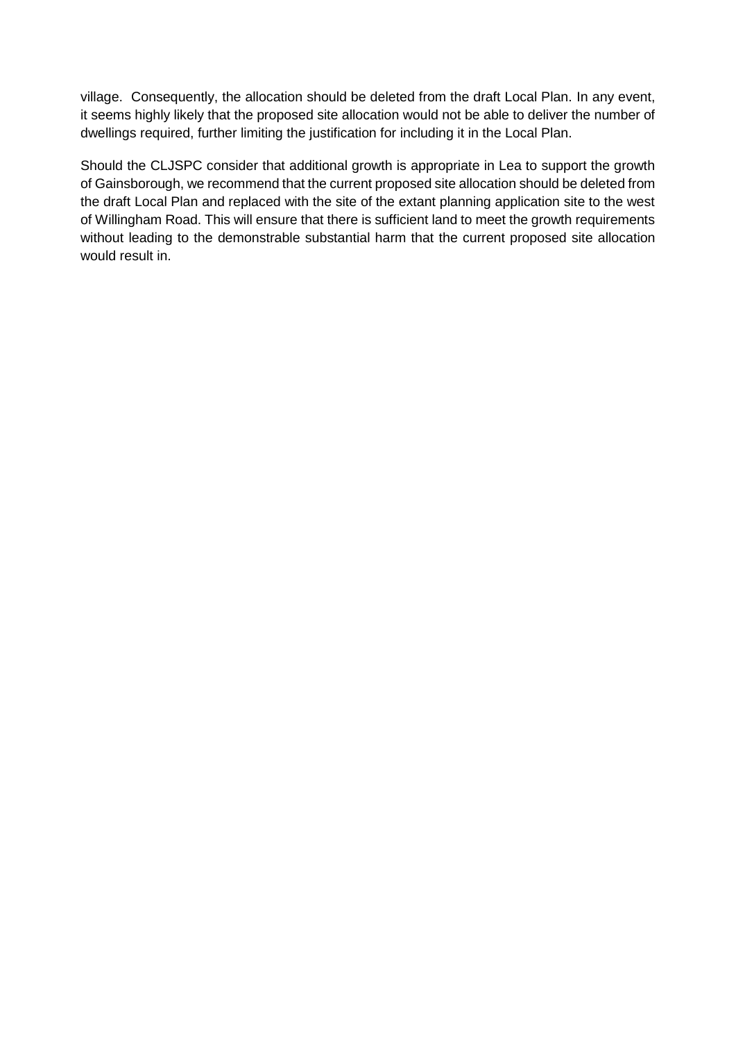village. Consequently, the allocation should be deleted from the draft Local Plan. In any event, it seems highly likely that the proposed site allocation would not be able to deliver the number of dwellings required, further limiting the justification for including it in the Local Plan.

Should the CLJSPC consider that additional growth is appropriate in Lea to support the growth of Gainsborough, we recommend that the current proposed site allocation should be deleted from the draft Local Plan and replaced with the site of the extant planning application site to the west of Willingham Road. This will ensure that there is sufficient land to meet the growth requirements without leading to the demonstrable substantial harm that the current proposed site allocation would result in.